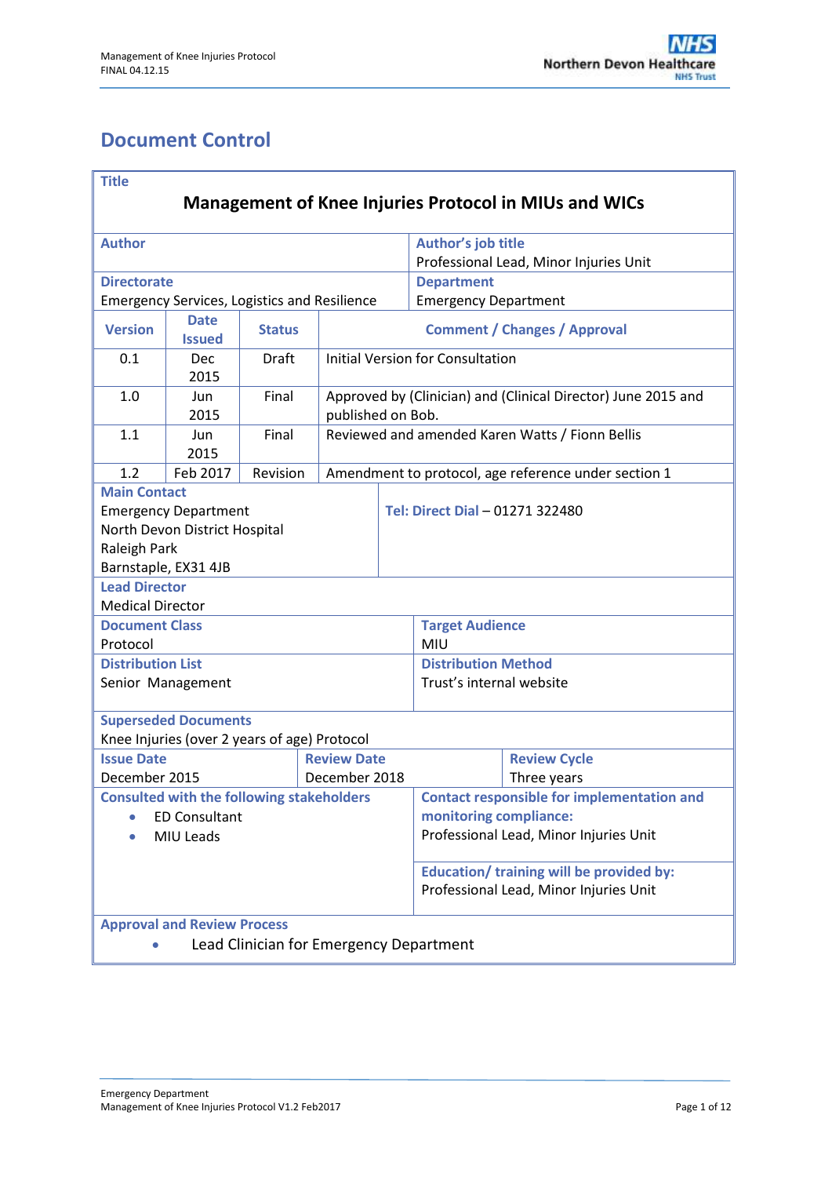# Document Control

| **Title** | | | |
|---|---|---|---|
| **Management of Knee Injuries Protocol in MIUs and WICs** | | | |
| **Author** | | **Author's job title** Professional Lead, Minor Injuries Unit | |
| **Directorate** Emergency Services, Logistics and Resilience | | **Department** Emergency Department | |

| **Version** | **Date Issued** | **Status** | **Comment / Changes / Approval** |
|---|---|---|---|
| 0.1 | Dec 2015 | Draft | Initial Version for Consultation |
| 1.0 | Jun 2015 | Final | Approved by (Clinician) and (Clinical Director) June 2015 and published on Bob. |
| 1.1 | Jun 2015 | Final | Reviewed and amended Karen Watts / Fionn Bellis |
| 1.2 | Feb 2017 | Revision | Amendment to protocol, age reference under section 1 |

| | |
|---|---|
| **Main Contact** Emergency Department North Devon District Hospital Raleigh Park Barnstaple, EX31 4JB | **Tel: Direct Dial** – 01271 322480 |
| **Lead Director** Medical Director | |
| **Document Class** Protocol | **Target Audience** MIU |
| **Distribution List** Senior Management | **Distribution Method** Trust's internal website |
| **Superseded Documents** Knee Injuries (over 2 years of age) Protocol | |

| **Issue Date** | **Review Date** | **Review Cycle** |
|---|---|---|
| December 2015 | December 2018 | Three years |

| | |
|---|---|
| **Consulted with the following stakeholders** <br>• ED Consultant <br>• MIU Leads | **Contact responsible for implementation and monitoring compliance:** Professional Lead, Minor Injuries Unit <br><br> **Education/ training will be provided by:** Professional Lead, Minor Injuries Unit |
| **Approval and Review Process** <br>• Lead Clinician for Emergency Department | |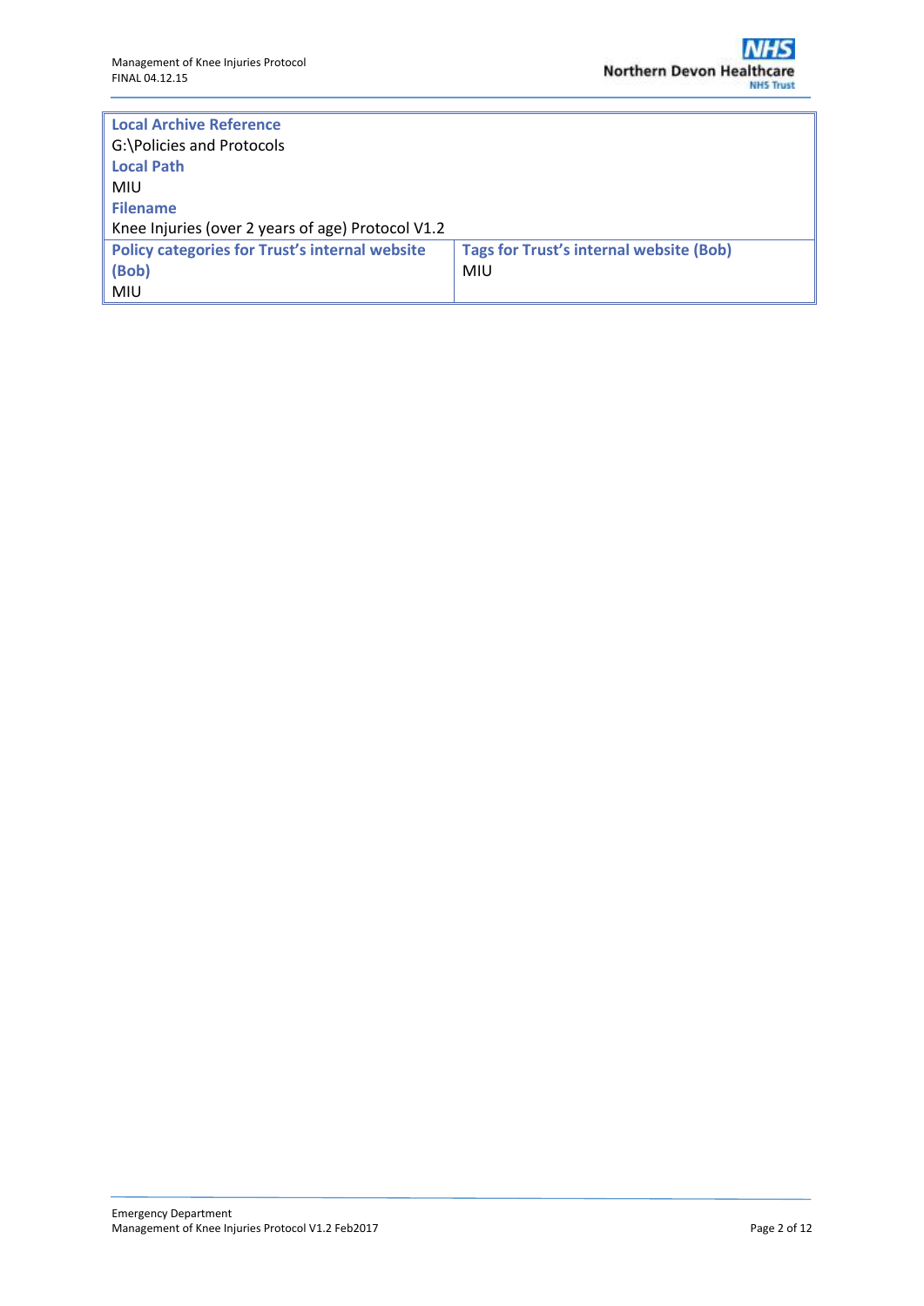| **Local Archive Reference**<br>G:\Policies and Protocols<br>**Local Path**<br>MIU<br>**Filename**<br>Knee Injuries (over 2 years of age) Protocol V1.2 | |
|---|---|
| **Policy categories for Trust's internal website (Bob)**<br>MIU | **Tags for Trust's internal website (Bob)**<br>MIU |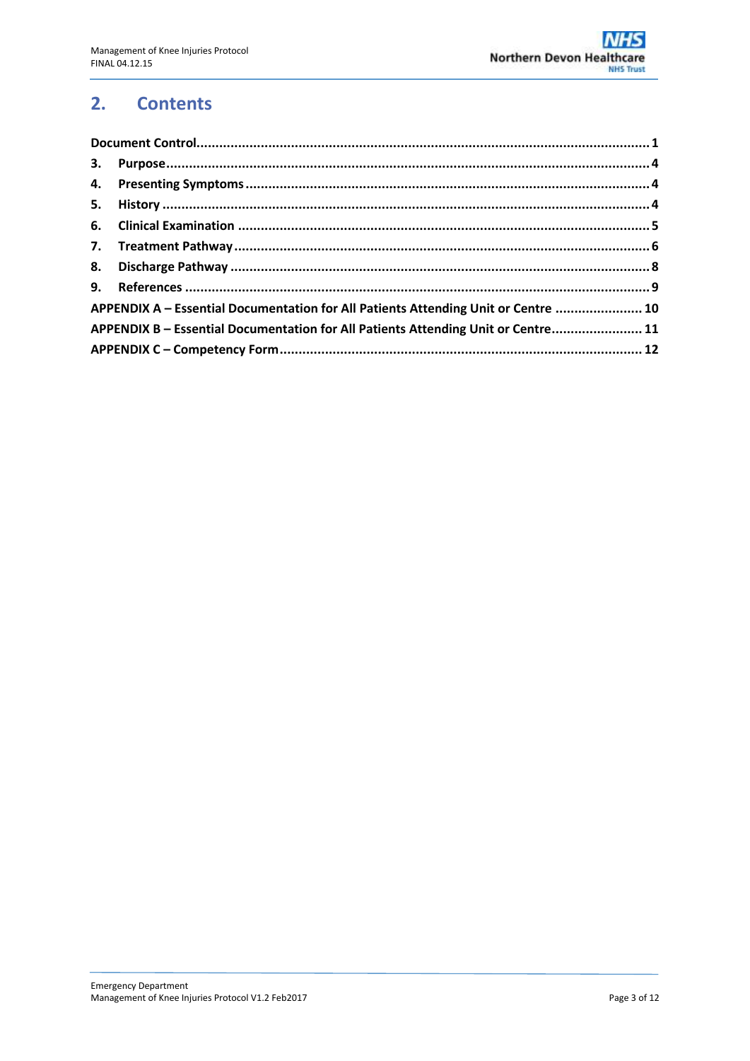## 2. Contents

**Document Control** ........................................................................................................................ 1

**3. Purpose** ........................................................................................................................ 4

**4. Presenting Symptoms** ........................................................................................................................ 4

**5. History** ........................................................................................................................ 4

**6. Clinical Examination** ........................................................................................................................ 5

**7. Treatment Pathway** ........................................................................................................................ 6

**8. Discharge Pathway** ........................................................................................................................ 8

**9. References** ........................................................................................................................ 9

**APPENDIX A – Essential Documentation for All Patients Attending Unit or Centre** ........................ 10

**APPENDIX B – Essential Documentation for All Patients Attending Unit or Centre** ........................ 11

**APPENDIX C – Competency Form** ........................................................................................................................ 12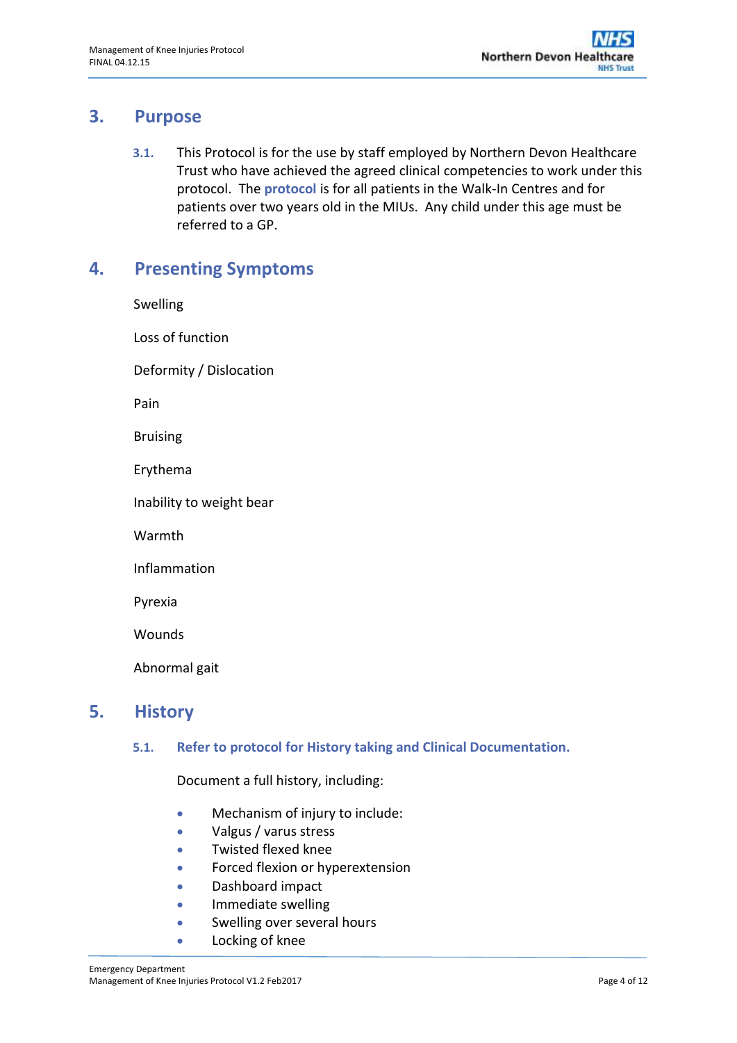## 3. Purpose

**3.1.** This Protocol is for the use by staff employed by Northern Devon Healthcare Trust who have achieved the agreed clinical competencies to work under this protocol. The **protocol** is for all patients in the Walk-In Centres and for patients over two years old in the MIUs. Any child under this age must be referred to a GP.

## 4. Presenting Symptoms

Swelling

Loss of function

Deformity / Dislocation

Pain

Bruising

Erythema

Inability to weight bear

Warmth

Inflammation

Pyrexia

Wounds

Abnormal gait

## 5. History

**5.1. Refer to protocol for History taking and Clinical Documentation.**

Document a full history, including:

- Mechanism of injury to include:
- Valgus / varus stress
- Twisted flexed knee
- Forced flexion or hyperextension
- Dashboard impact
- Immediate swelling
- Swelling over several hours
- Locking of knee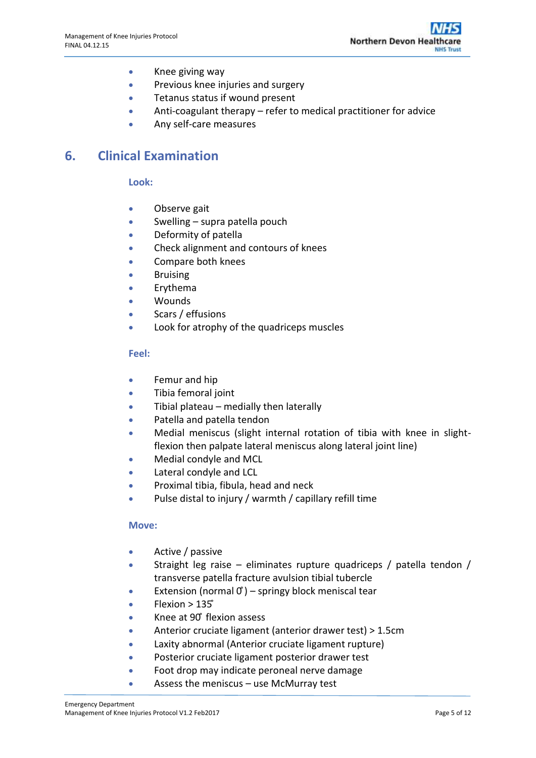- Knee giving way
- Previous knee injuries and surgery
- Tetanus status if wound present
- Anti-coagulant therapy – refer to medical practitioner for advice
- Any self-care measures

## 6. Clinical Examination

### Look:

- Observe gait
- Swelling – supra patella pouch
- Deformity of patella
- Check alignment and contours of knees
- Compare both knees
- Bruising
- Erythema
- Wounds
- Scars / effusions
- Look for atrophy of the quadriceps muscles

### Feel:

- Femur and hip
- Tibia femoral joint
- Tibial plateau – medially then laterally
- Patella and patella tendon
- Medial meniscus (slight internal rotation of tibia with knee in slight-flexion then palpate lateral meniscus along lateral joint line)
- Medial condyle and MCL
- Lateral condyle and LCL
- Proximal tibia, fibula, head and neck
- Pulse distal to injury / warmth / capillary refill time

### Move:

- Active / passive
- Straight leg raise – eliminates rupture quadriceps / patella tendon / transverse patella fracture avulsion tibial tubercle
- Extension (normal 0̊ ) – springy block meniscal tear
- Flexion > 135̊
- Knee at 90̊ flexion assess
- Anterior cruciate ligament (anterior drawer test) > 1.5cm
- Laxity abnormal (Anterior cruciate ligament rupture)
- Posterior cruciate ligament posterior drawer test
- Foot drop may indicate peroneal nerve damage
- Assess the meniscus – use McMurray test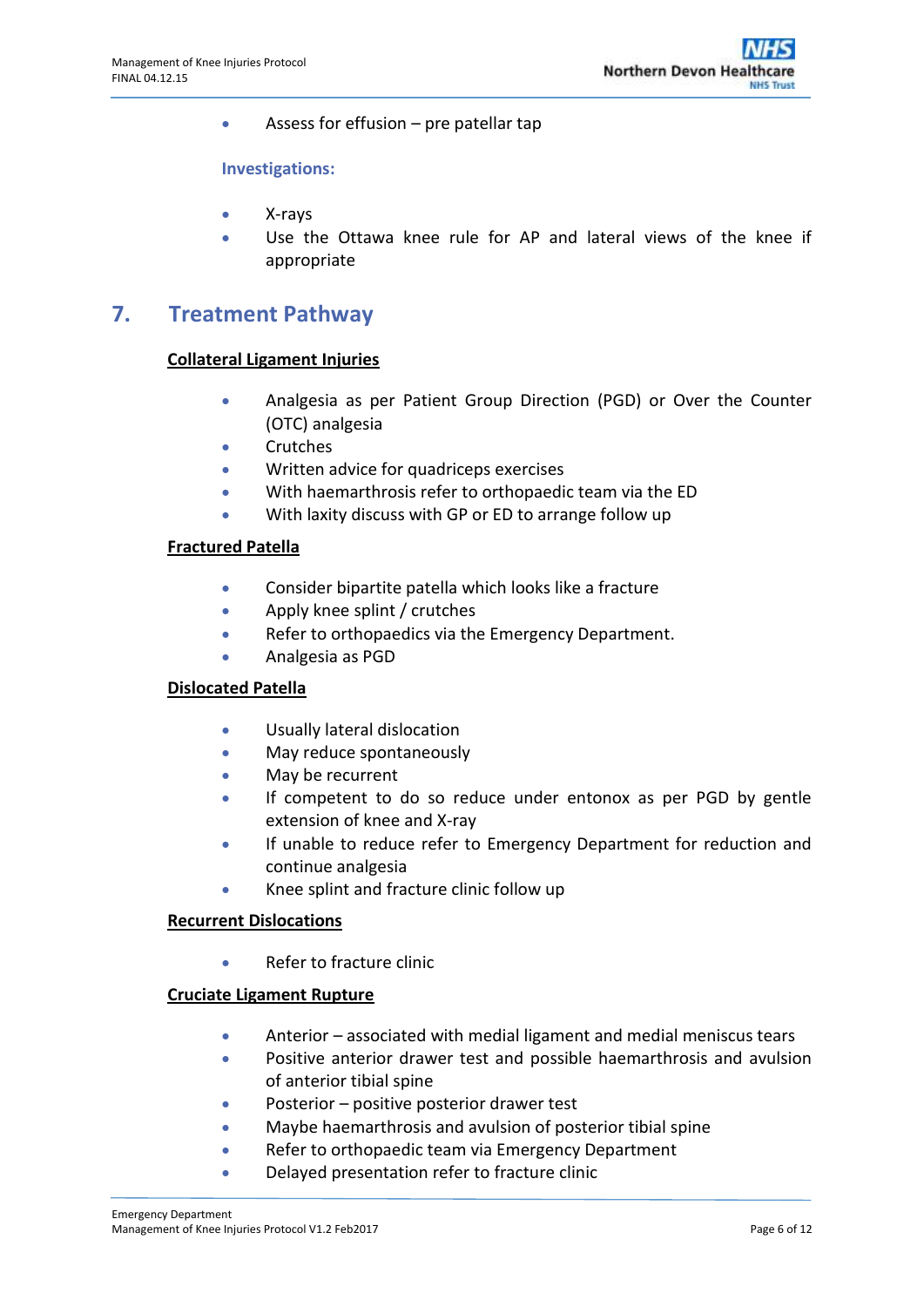- Assess for effusion – pre patellar tap

### Investigations:

- X-rays
- Use the Ottawa knee rule for AP and lateral views of the knee if appropriate

## 7. Treatment Pathway

**Collateral Ligament Injuries**

- Analgesia as per Patient Group Direction (PGD) or Over the Counter (OTC) analgesia
- Crutches
- Written advice for quadriceps exercises
- With haemarthrosis refer to orthopaedic team via the ED
- With laxity discuss with GP or ED to arrange follow up

**Fractured Patella**

- Consider bipartite patella which looks like a fracture
- Apply knee splint / crutches
- Refer to orthopaedics via the Emergency Department.
- Analgesia as PGD

**Dislocated Patella**

- Usually lateral dislocation
- May reduce spontaneously
- May be recurrent
- If competent to do so reduce under entonox as per PGD by gentle extension of knee and X-ray
- If unable to reduce refer to Emergency Department for reduction and continue analgesia
- Knee splint and fracture clinic follow up

**Recurrent Dislocations**

- Refer to fracture clinic

**Cruciate Ligament Rupture**

- Anterior – associated with medial ligament and medial meniscus tears
- Positive anterior drawer test and possible haemarthrosis and avulsion of anterior tibial spine
- Posterior – positive posterior drawer test
- Maybe haemarthrosis and avulsion of posterior tibial spine
- Refer to orthopaedic team via Emergency Department
- Delayed presentation refer to fracture clinic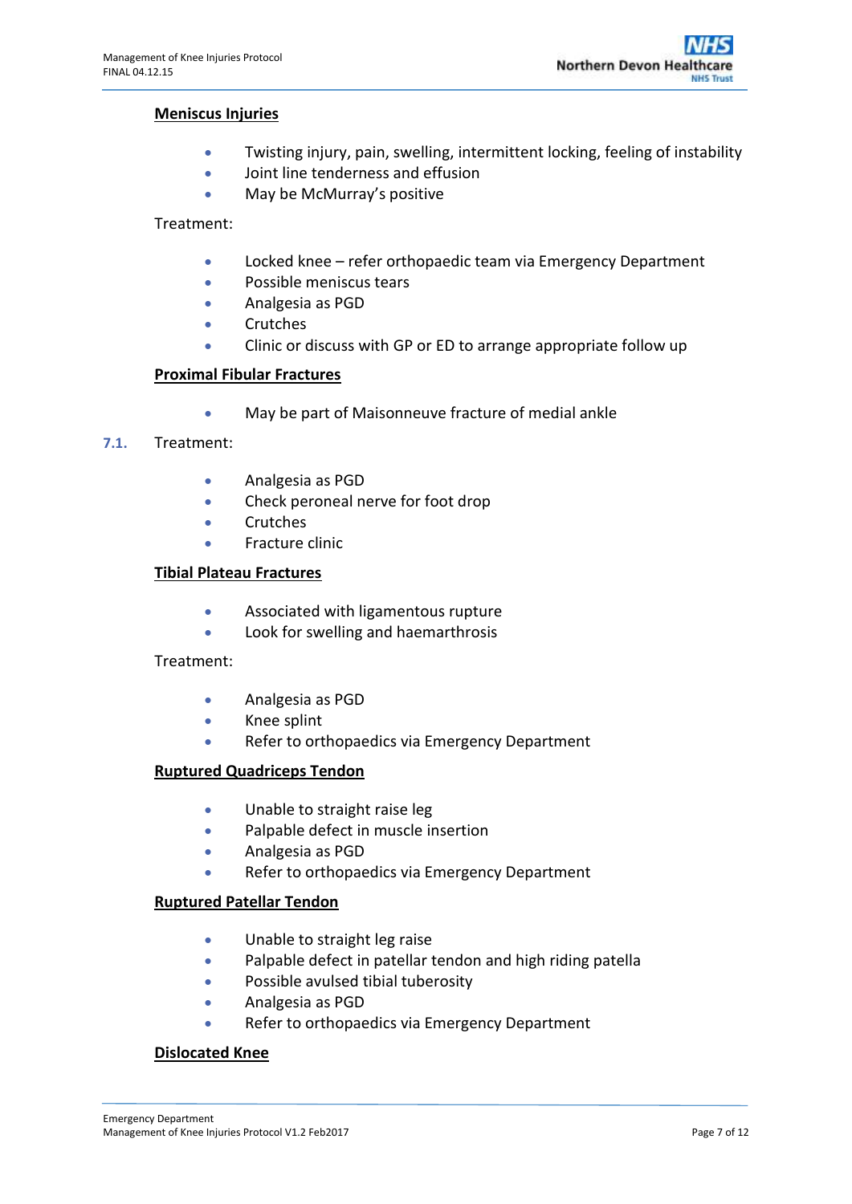**Meniscus Injuries**

- Twisting injury, pain, swelling, intermittent locking, feeling of instability
- Joint line tenderness and effusion
- May be McMurray's positive

Treatment:

- Locked knee – refer orthopaedic team via Emergency Department
- Possible meniscus tears
- Analgesia as PGD
- Crutches
- Clinic or discuss with GP or ED to arrange appropriate follow up

**Proximal Fibular Fractures**

- May be part of Maisonneuve fracture of medial ankle

7.1. Treatment:

- Analgesia as PGD
- Check peroneal nerve for foot drop
- Crutches
- Fracture clinic

**Tibial Plateau Fractures**

- Associated with ligamentous rupture
- Look for swelling and haemarthrosis

Treatment:

- Analgesia as PGD
- Knee splint
- Refer to orthopaedics via Emergency Department

**Ruptured Quadriceps Tendon**

- Unable to straight raise leg
- Palpable defect in muscle insertion
- Analgesia as PGD
- Refer to orthopaedics via Emergency Department

**Ruptured Patellar Tendon**

- Unable to straight leg raise
- Palpable defect in patellar tendon and high riding patella
- Possible avulsed tibial tuberosity
- Analgesia as PGD
- Refer to orthopaedics via Emergency Department

**Dislocated Knee**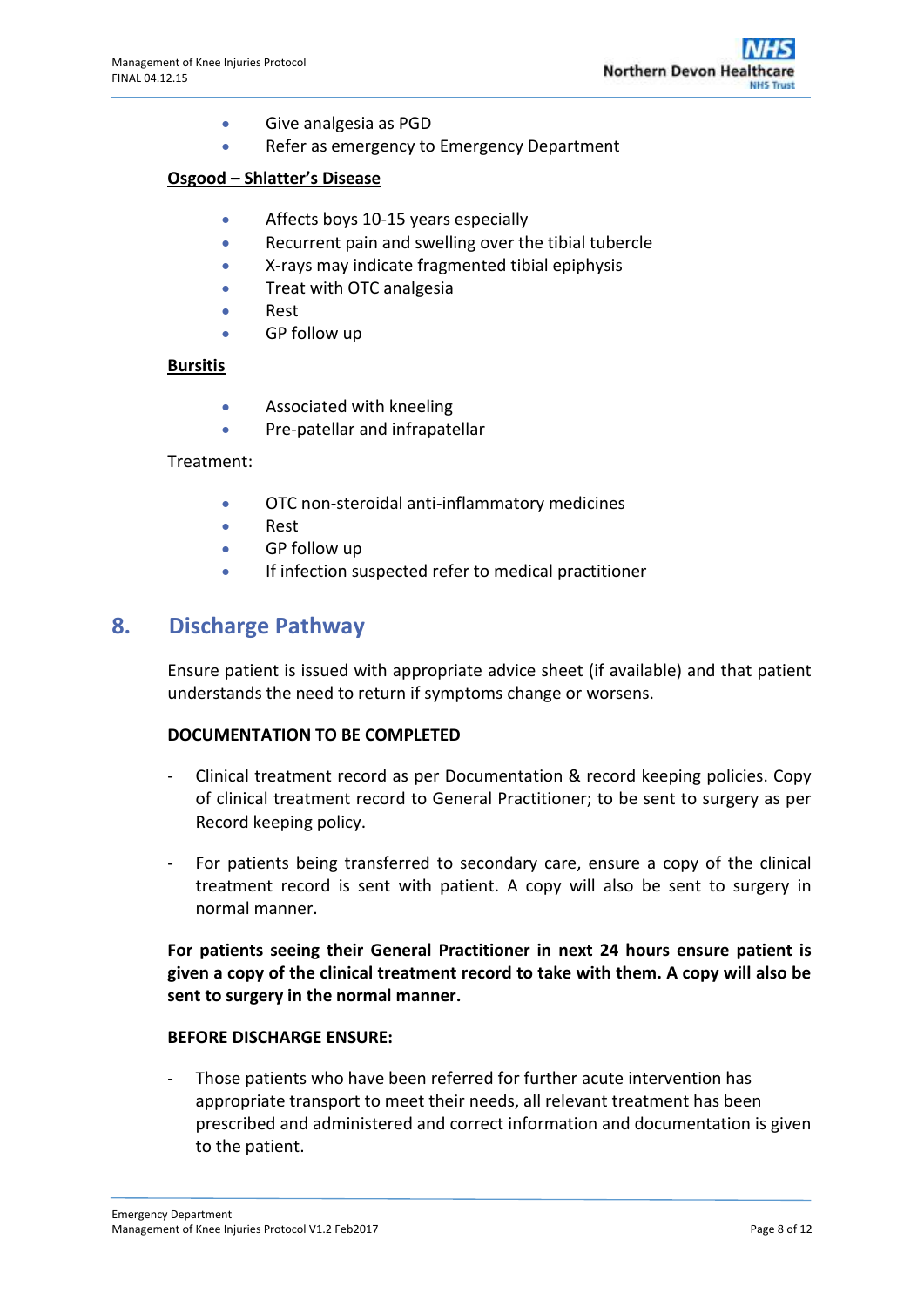- Give analgesia as PGD
- Refer as emergency to Emergency Department

**Osgood – Shlatter's Disease**

- Affects boys 10-15 years especially
- Recurrent pain and swelling over the tibial tubercle
- X-rays may indicate fragmented tibial epiphysis
- Treat with OTC analgesia
- Rest
- GP follow up

**Bursitis**

- Associated with kneeling
- Pre-patellar and infrapatellar

Treatment:

- OTC non-steroidal anti-inflammatory medicines
- Rest
- GP follow up
- If infection suspected refer to medical practitioner

## 8. Discharge Pathway

Ensure patient is issued with appropriate advice sheet (if available) and that patient understands the need to return if symptoms change or worsens.

**DOCUMENTATION TO BE COMPLETED**

- Clinical treatment record as per Documentation & record keeping policies. Copy of clinical treatment record to General Practitioner; to be sent to surgery as per Record keeping policy.

- For patients being transferred to secondary care, ensure a copy of the clinical treatment record is sent with patient. A copy will also be sent to surgery in normal manner.

**For patients seeing their General Practitioner in next 24 hours ensure patient is given a copy of the clinical treatment record to take with them. A copy will also be sent to surgery in the normal manner.**

**BEFORE DISCHARGE ENSURE:**

- Those patients who have been referred for further acute intervention has appropriate transport to meet their needs, all relevant treatment has been prescribed and administered and correct information and documentation is given to the patient.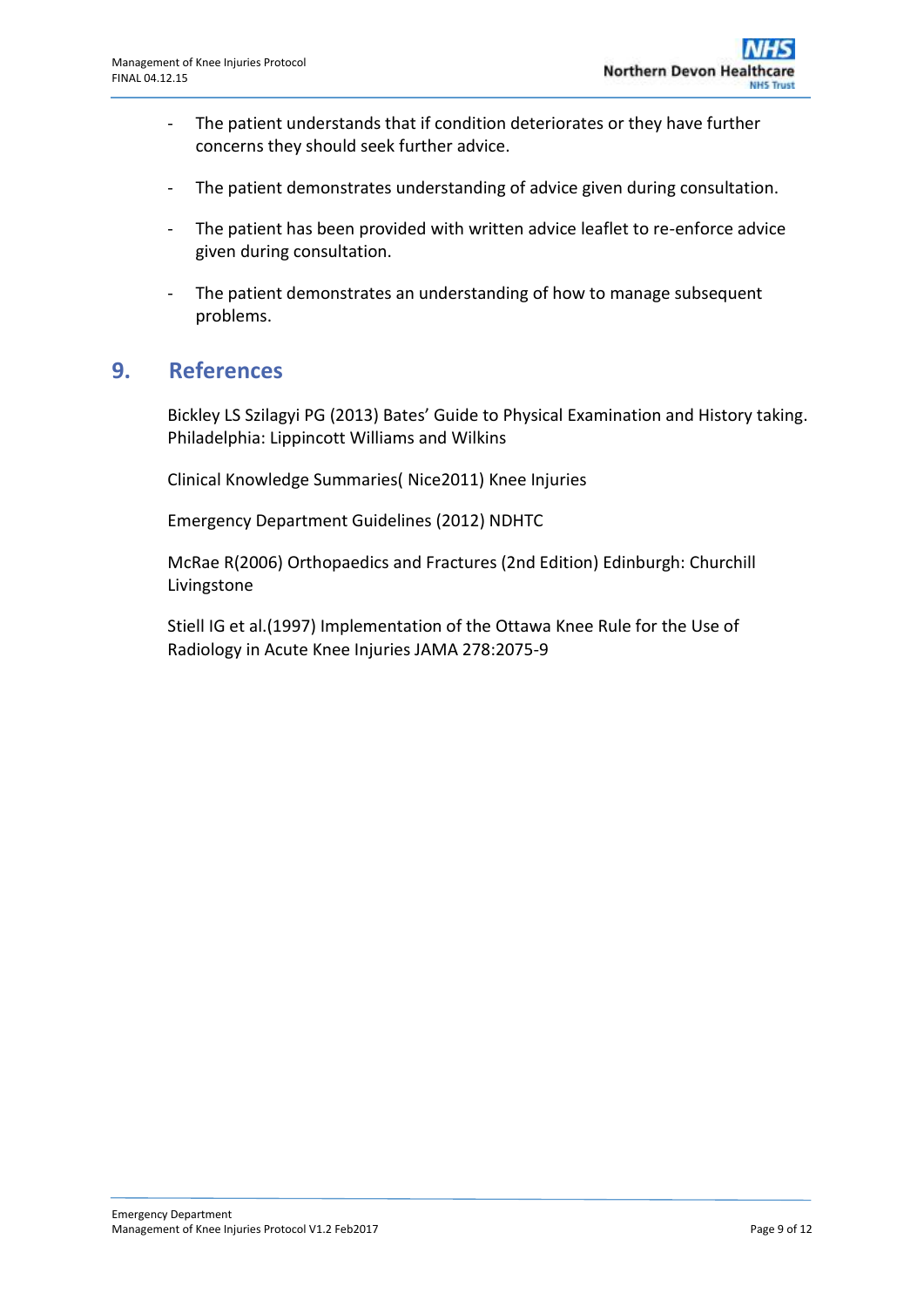- The patient understands that if condition deteriorates or they have further concerns they should seek further advice.

- The patient demonstrates understanding of advice given during consultation.

- The patient has been provided with written advice leaflet to re-enforce advice given during consultation.

- The patient demonstrates an understanding of how to manage subsequent problems.

## 9. References

Bickley LS Szilagyi PG (2013) Bates' Guide to Physical Examination and History taking. Philadelphia: Lippincott Williams and Wilkins

Clinical Knowledge Summaries( Nice2011) Knee Injuries

Emergency Department Guidelines (2012) NDHTC

McRae R(2006) Orthopaedics and Fractures (2nd Edition) Edinburgh: Churchill Livingstone

Stiell IG et al.(1997) Implementation of the Ottawa Knee Rule for the Use of Radiology in Acute Knee Injuries JAMA 278:2075-9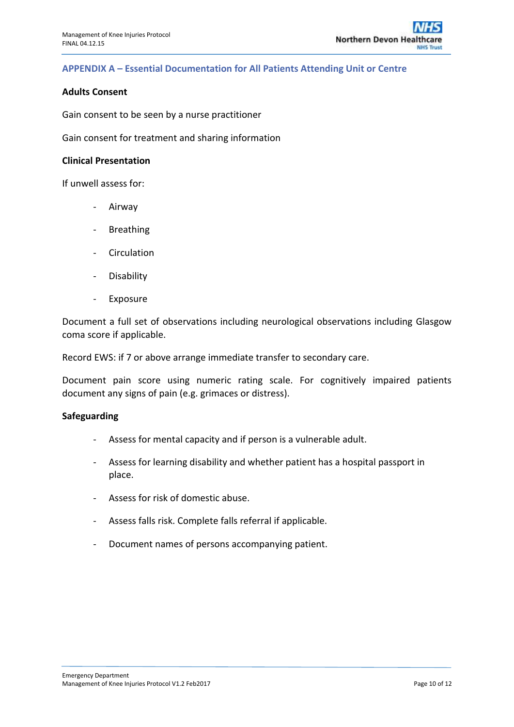## APPENDIX A – Essential Documentation for All Patients Attending Unit or Centre

**Adults Consent**

Gain consent to be seen by a nurse practitioner

Gain consent for treatment and sharing information

**Clinical Presentation**

If unwell assess for:

- Airway
- Breathing
- Circulation
- Disability
- Exposure

Document a full set of observations including neurological observations including Glasgow coma score if applicable.

Record EWS: if 7 or above arrange immediate transfer to secondary care.

Document pain score using numeric rating scale. For cognitively impaired patients document any signs of pain (e.g. grimaces or distress).

**Safeguarding**

- Assess for mental capacity and if person is a vulnerable adult.
- Assess for learning disability and whether patient has a hospital passport in place.
- Assess for risk of domestic abuse.
- Assess falls risk. Complete falls referral if applicable.
- Document names of persons accompanying patient.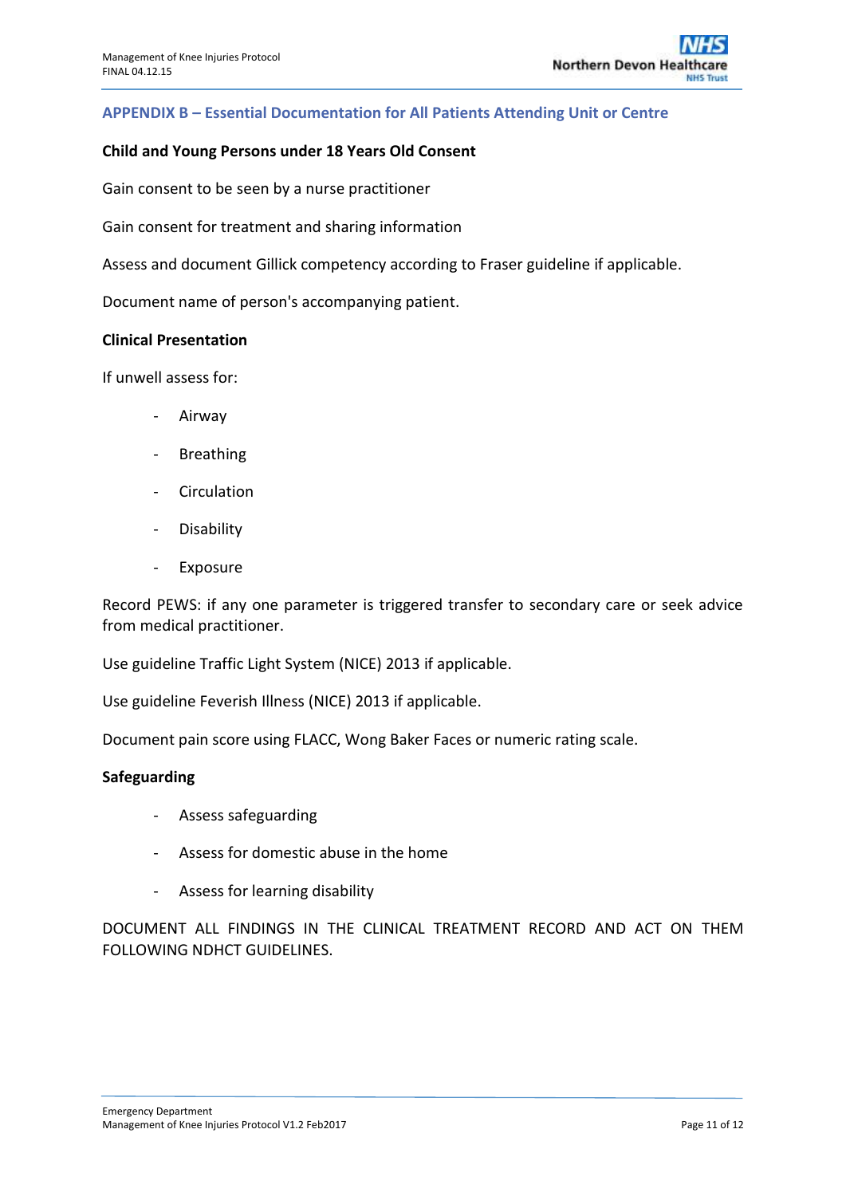## APPENDIX B – Essential Documentation for All Patients Attending Unit or Centre

**Child and Young Persons under 18 Years Old Consent**

Gain consent to be seen by a nurse practitioner

Gain consent for treatment and sharing information

Assess and document Gillick competency according to Fraser guideline if applicable.

Document name of person's accompanying patient.

**Clinical Presentation**

If unwell assess for:

- Airway
- Breathing
- Circulation
- Disability
- Exposure

Record PEWS: if any one parameter is triggered transfer to secondary care or seek advice from medical practitioner.

Use guideline Traffic Light System (NICE) 2013 if applicable.

Use guideline Feverish Illness (NICE) 2013 if applicable.

Document pain score using FLACC, Wong Baker Faces or numeric rating scale.

**Safeguarding**

- Assess safeguarding
- Assess for domestic abuse in the home
- Assess for learning disability

DOCUMENT ALL FINDINGS IN THE CLINICAL TREATMENT RECORD AND ACT ON THEM FOLLOWING NDHCT GUIDELINES.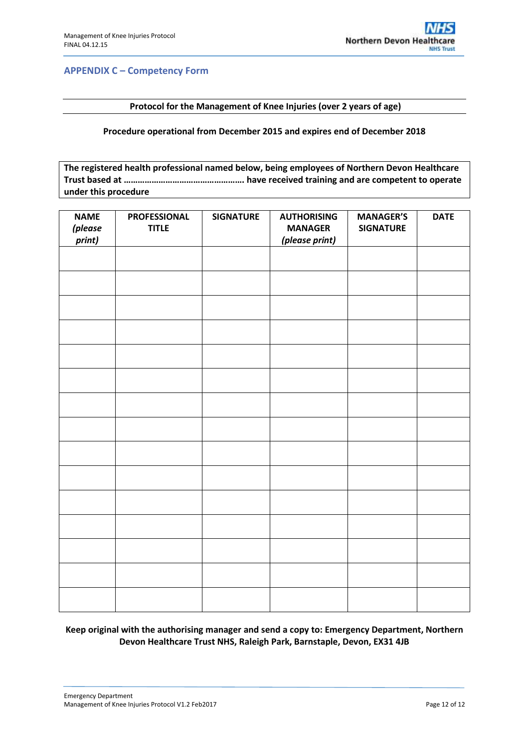## APPENDIX C – Competency Form

**Protocol for the Management of Knee Injuries (over 2 years of age)**

**Procedure operational from December 2015 and expires end of December 2018**

**The registered health professional named below, being employees of Northern Devon Healthcare Trust based at …………………………………………… have received training and are competent to operate under this procedure**

| NAME *(please print)* | PROFESSIONAL TITLE | SIGNATURE | AUTHORISING MANAGER *(please print)* | MANAGER'S SIGNATURE | DATE |
|---|---|---|---|---|---|
| | | | | | |
| | | | | | |
| | | | | | |
| | | | | | |
| | | | | | |
| | | | | | |
| | | | | | |
| | | | | | |
| | | | | | |
| | | | | | |
| | | | | | |
| | | | | | |
| | | | | | |
| | | | | | |
| | | | | | |

**Keep original with the authorising manager and send a copy to: Emergency Department, Northern Devon Healthcare Trust NHS, Raleigh Park, Barnstaple, Devon, EX31 4JB**